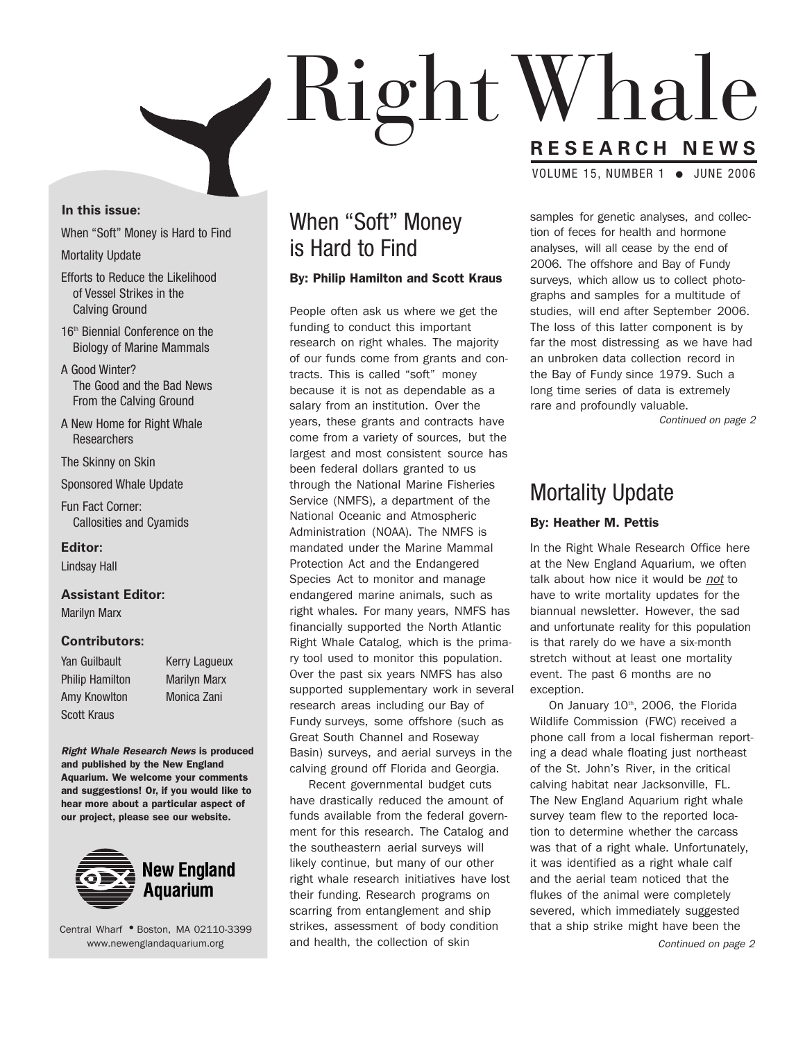# Right Whale

**RESEARCH NEWS**

VOLUME 15, NUMBER 1 ● JUNE 2006

**In this issue:**

When "Soft" Money is Hard to Find

Mortality Update

Efforts to Reduce the Likelihood of Vessel Strikes in the Calving Ground

16th Biennial Conference on the Biology of Marine Mammals

A Good Winter? The Good and the Bad News From the Calving Ground

A New Home for Right Whale Researchers

The Skinny on Skin

Sponsored Whale Update

Fun Fact Corner: Callosities and Cyamids

**Editor:**

Lindsay Hall

**Assistant Editor:**

Marilyn Marx

**Contributors:**

Yan Guilbault
Philip Hamilton
Amy Knowlton
Scott Kraus
Kerry Lagueux
Marilyn Marx
Monica Zani

***Right Whale Research News* is produced and published by the New England Aquarium. We welcome your comments and suggestions! Or, if you would like to hear more about a particular aspect of our project, please see our website.**

New England Aquarium

Central Wharf • Boston, MA 02110-3399
www.newenglandaquarium.org

## When "Soft" Money is Hard to Find

**By: Philip Hamilton and Scott Kraus**

People often ask us where we get the funding to conduct this important research on right whales. The majority of our funds come from grants and contracts. This is called "soft" money because it is not as dependable as a salary from an institution. Over the years, these grants and contracts have come from a variety of sources, but the largest and most consistent source has been federal dollars granted to us through the National Marine Fisheries Service (NMFS), a department of the National Oceanic and Atmospheric Administration (NOAA). The NMFS is mandated under the Marine Mammal Protection Act and the Endangered Species Act to monitor and manage endangered marine animals, such as right whales. For many years, NMFS has financially supported the North Atlantic Right Whale Catalog, which is the primary tool used to monitor this population. Over the past six years NMFS has also supported supplementary work in several research areas including our Bay of Fundy surveys, some offshore (such as Great South Channel and Roseway Basin) surveys, and aerial surveys in the calving ground off Florida and Georgia.

Recent governmental budget cuts have drastically reduced the amount of funds available from the federal government for this research. The Catalog and the southeastern aerial surveys will likely continue, but many of our other right whale research initiatives have lost their funding. Research programs on scarring from entanglement and ship strikes, assessment of body condition and health, the collection of skin samples for genetic analyses, and collection of feces for health and hormone analyses, will all cease by the end of 2006. The offshore and Bay of Fundy surveys, which allow us to collect photographs and samples for a multitude of studies, will end after September 2006. The loss of this latter component is by far the most distressing as we have had an unbroken data collection record in the Bay of Fundy since 1979. Such a long time series of data is extremely rare and profoundly valuable.

*Continued on page 2*

## Mortality Update

**By: Heather M. Pettis**

In the Right Whale Research Office here at the New England Aquarium, we often talk about how nice it would be *not* to have to write mortality updates for the biannual newsletter. However, the sad and unfortunate reality for this population is that rarely do we have a six-month stretch without at least one mortality event. The past 6 months are no exception.

On January 10th, 2006, the Florida Wildlife Commission (FWC) received a phone call from a local fisherman reporting a dead whale floating just northeast of the St. John's River, in the critical calving habitat near Jacksonville, FL. The New England Aquarium right whale survey team flew to the reported location to determine whether the carcass was that of a right whale. Unfortunately, it was identified as a right whale calf and the aerial team noticed that the flukes of the animal were completely severed, which immediately suggested that a ship strike might have been the

*Continued on page 2*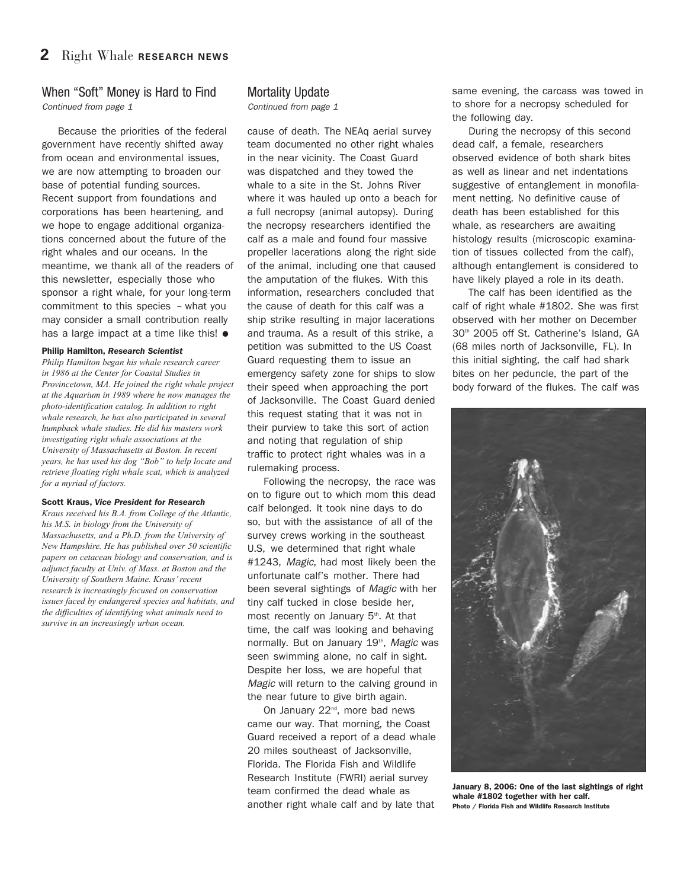## When "Soft" Money is Hard to Find

*Continued from page 1*

Because the priorities of the federal government have recently shifted away from ocean and environmental issues, we are now attempting to broaden our base of potential funding sources. Recent support from foundations and corporations has been heartening, and we hope to engage additional organizations concerned about the future of the right whales and our oceans. In the meantime, we thank all of the readers of this newsletter, especially those who sponsor a right whale, for your long-term commitment to this species – what you may consider a small contribution really has a large impact at a time like this! ●

**Philip Hamilton, *Research Scientist***

*Philip Hamilton began his whale research career in 1986 at the Center for Coastal Studies in Provincetown, MA. He joined the right whale project at the Aquarium in 1989 where he now manages the photo-identification catalog. In addition to right whale research, he has also participated in several humpback whale studies. He did his masters work investigating right whale associations at the University of Massachusetts at Boston. In recent years, he has used his dog "Bob" to help locate and retrieve floating right whale scat, which is analyzed for a myriad of factors.*

**Scott Kraus, *Vice President for Research***

*Kraus received his B.A. from College of the Atlantic, his M.S. in biology from the University of Massachusetts, and a Ph.D. from the University of New Hampshire. He has published over 50 scientific papers on cetacean biology and conservation, and is adjunct faculty at Univ. of Mass. at Boston and the University of Southern Maine. Kraus' recent research is increasingly focused on conservation issues faced by endangered species and habitats, and the difficulties of identifying what animals need to survive in an increasingly urban ocean.*

## Mortality Update

*Continued from page 1*

cause of death. The NEAq aerial survey team documented no other right whales in the near vicinity. The Coast Guard was dispatched and they towed the whale to a site in the St. Johns River where it was hauled up onto a beach for a full necropsy (animal autopsy). During the necropsy researchers identified the calf as a male and found four massive propeller lacerations along the right side of the animal, including one that caused the amputation of the flukes. With this information, researchers concluded that the cause of death for this calf was a ship strike resulting in major lacerations and trauma. As a result of this strike, a petition was submitted to the US Coast Guard requesting them to issue an emergency safety zone for ships to slow their speed when approaching the port of Jacksonville. The Coast Guard denied this request stating that it was not in their purview to take this sort of action and noting that regulation of ship traffic to protect right whales was in a rulemaking process.

Following the necropsy, the race was on to figure out to which mom this dead calf belonged. It took nine days to do so, but with the assistance of all of the survey crews working in the southeast U.S, we determined that right whale #1243, *Magic*, had most likely been the unfortunate calf's mother. There had been several sightings of *Magic* with her tiny calf tucked in close beside her, most recently on January 5th. At that time, the calf was looking and behaving normally. But on January 19th, *Magic* was seen swimming alone, no calf in sight. Despite her loss, we are hopeful that *Magic* will return to the calving ground in the near future to give birth again.

On January 22nd, more bad news came our way. That morning, the Coast Guard received a report of a dead whale 20 miles southeast of Jacksonville, Florida. The Florida Fish and Wildlife Research Institute (FWRI) aerial survey team confirmed the dead whale as another right whale calf and by late that same evening, the carcass was towed in to shore for a necropsy scheduled for the following day.

During the necropsy of this second dead calf, a female, researchers observed evidence of both shark bites as well as linear and net indentations suggestive of entanglement in monofilament netting. No definitive cause of death has been established for this whale, as researchers are awaiting histology results (microscopic examination of tissues collected from the calf), although entanglement is considered to have likely played a role in its death.

The calf has been identified as the calf of right whale #1802. She was first observed with her mother on December 30th 2005 off St. Catherine's Island, GA (68 miles north of Jacksonville, FL). In this initial sighting, the calf had shark bites on her peduncle, the part of the body forward of the flukes. The calf was

**January 8, 2006: One of the last sightings of right whale #1802 together with her calf.**
**Photo / Florida Fish and Wildlife Research Institute**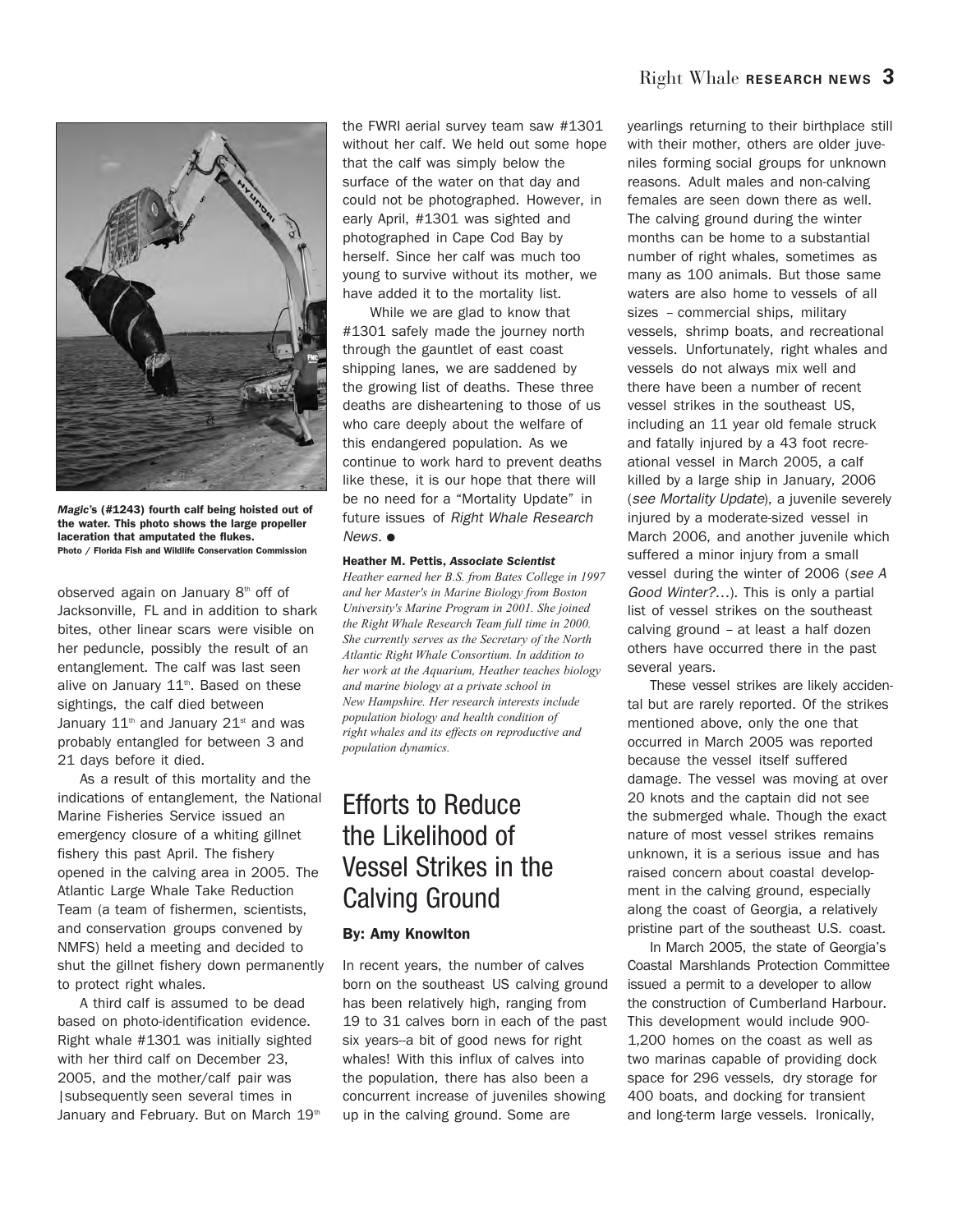*Magic*'s (#1243) fourth calf being hoisted out of the water. This photo shows the large propeller laceration that amputated the flukes.
Photo / Florida Fish and Wildlife Conservation Commission

observed again on January 8th off of Jacksonville, FL and in addition to shark bites, other linear scars were visible on her peduncle, possibly the result of an entanglement. The calf was last seen alive on January 11th. Based on these sightings, the calf died between January 11th and January 21st and was probably entangled for between 3 and 21 days before it died.

As a result of this mortality and the indications of entanglement, the National Marine Fisheries Service issued an emergency closure of a whiting gillnet fishery this past April. The fishery opened in the calving area in 2005. The Atlantic Large Whale Take Reduction Team (a team of fishermen, scientists, and conservation groups convened by NMFS) held a meeting and decided to shut the gillnet fishery down permanently to protect right whales.

A third calf is assumed to be dead based on photo-identification evidence. Right whale #1301 was initially sighted with her third calf on December 23, 2005, and the mother/calf pair was subsequently seen several times in January and February. But on March 19th the FWRI aerial survey team saw #1301 without her calf. We held out some hope that the calf was simply below the surface of the water on that day and could not be photographed. However, in early April, #1301 was sighted and photographed in Cape Cod Bay by herself. Since her calf was much too young to survive without its mother, we have added it to the mortality list.

While we are glad to know that #1301 safely made the journey north through the gauntlet of east coast shipping lanes, we are saddened by the growing list of deaths. These three deaths are disheartening to those of us who care deeply about the welfare of this endangered population. As we continue to work hard to prevent deaths like these, it is our hope that there will be no need for a "Mortality Update" in future issues of *Right Whale Research News*. ●

**Heather M. Pettis, *Associate Scientist***

*Heather earned her B.S. from Bates College in 1997 and her Master's in Marine Biology from Boston University's Marine Program in 2001. She joined the Right Whale Research Team full time in 2000. She currently serves as the Secretary of the North Atlantic Right Whale Consortium. In addition to her work at the Aquarium, Heather teaches biology and marine biology at a private school in New Hampshire. Her research interests include population biology and health condition of right whales and its effects on reproductive and population dynamics.*

# Efforts to Reduce the Likelihood of Vessel Strikes in the Calving Ground

**By: Amy Knowlton**

In recent years, the number of calves born on the southeast US calving ground has been relatively high, ranging from 19 to 31 calves born in each of the past six years--a bit of good news for right whales! With this influx of calves into the population, there has also been a concurrent increase of juveniles showing up in the calving ground. Some are yearlings returning to their birthplace still with their mother, others are older juveniles forming social groups for unknown reasons. Adult males and non-calving females are seen down there as well. The calving ground during the winter months can be home to a substantial number of right whales, sometimes as many as 100 animals. But those same waters are also home to vessels of all sizes – commercial ships, military vessels, shrimp boats, and recreational vessels. Unfortunately, right whales and vessels do not always mix well and there have been a number of recent vessel strikes in the southeast US, including an 11 year old female struck and fatally injured by a 43 foot recreational vessel in March 2005, a calf killed by a large ship in January, 2006 (*see Mortality Update*), a juvenile severely injured by a moderate-sized vessel in March 2006, and another juvenile which suffered a minor injury from a small vessel during the winter of 2006 (*see A Good Winter?...*). This is only a partial list of vessel strikes on the southeast calving ground – at least a half dozen others have occurred there in the past several years.

These vessel strikes are likely accidental but are rarely reported. Of the strikes mentioned above, only the one that occurred in March 2005 was reported because the vessel itself suffered damage. The vessel was moving at over 20 knots and the captain did not see the submerged whale. Though the exact nature of most vessel strikes remains unknown, it is a serious issue and has raised concern about coastal development in the calving ground, especially along the coast of Georgia, a relatively pristine part of the southeast U.S. coast.

In March 2005, the state of Georgia's Coastal Marshlands Protection Committee issued a permit to a developer to allow the construction of Cumberland Harbour. This development would include 900-1,200 homes on the coast as well as two marinas capable of providing dock space for 296 vessels, dry storage for 400 boats, and docking for transient and long-term large vessels. Ironically,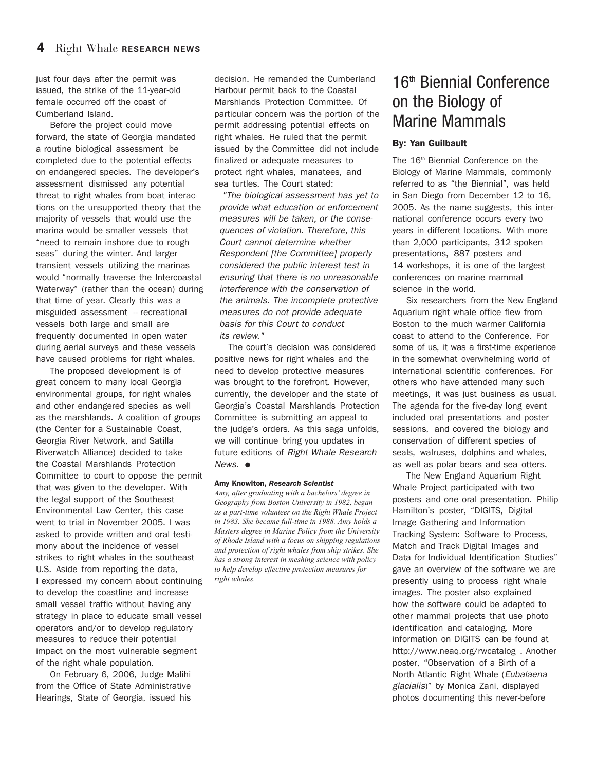just four days after the permit was issued, the strike of the 11-year-old female occurred off the coast of Cumberland Island.

Before the project could move forward, the state of Georgia mandated a routine biological assessment be completed due to the potential effects on endangered species. The developer's assessment dismissed any potential threat to right whales from boat interactions on the unsupported theory that the majority of vessels that would use the marina would be smaller vessels that "need to remain inshore due to rough seas" during the winter. And larger transient vessels utilizing the marinas would "normally traverse the Intercoastal Waterway" (rather than the ocean) during that time of year. Clearly this was a misguided assessment -- recreational vessels both large and small are frequently documented in open water during aerial surveys and these vessels have caused problems for right whales.

The proposed development is of great concern to many local Georgia environmental groups, for right whales and other endangered species as well as the marshlands. A coalition of groups (the Center for a Sustainable Coast, Georgia River Network, and Satilla Riverwatch Alliance) decided to take the Coastal Marshlands Protection Committee to court to oppose the permit that was given to the developer. With the legal support of the Southeast Environmental Law Center, this case went to trial in November 2005. I was asked to provide written and oral testimony about the incidence of vessel strikes to right whales in the southeast U.S. Aside from reporting the data, I expressed my concern about continuing to develop the coastline and increase small vessel traffic without having any strategy in place to educate small vessel operators and/or to develop regulatory measures to reduce their potential impact on the most vulnerable segment of the right whale population.

On February 6, 2006, Judge Malihi from the Office of State Administrative Hearings, State of Georgia, issued his decision. He remanded the Cumberland Harbour permit back to the Coastal Marshlands Protection Committee. Of particular concern was the portion of the permit addressing potential effects on right whales. He ruled that the permit issued by the Committee did not include finalized or adequate measures to protect right whales, manatees, and sea turtles. The Court stated:

> *"The biological assessment has yet to provide what education or enforcement measures will be taken, or the consequences of violation. Therefore, this Court cannot determine whether Respondent [the Committee] properly considered the public interest test in ensuring that there is no unreasonable interference with the conservation of the animals. The incomplete protective measures do not provide adequate basis for this Court to conduct its review."*

The court's decision was considered positive news for right whales and the need to develop protective measures was brought to the forefront. However, currently, the developer and the state of Georgia's Coastal Marshlands Protection Committee is submitting an appeal to the judge's orders. As this saga unfolds, we will continue bring you updates in future editions of *Right Whale Research News*. ●

**Amy Knowlton, *Research Scientist***

*Amy, after graduating with a bachelors' degree in Geography from Boston University in 1982, began as a part-time volunteer on the Right Whale Project in 1983. She became full-time in 1988. Amy holds a Masters degree in Marine Policy from the University of Rhode Island with a focus on shipping regulations and protection of right whales from ship strikes. She has a strong interest in meshing science with policy to help develop effective protection measures for right whales.*

# 16th Biennial Conference on the Biology of Marine Mammals

**By: Yan Guilbault**

The 16th Biennial Conference on the Biology of Marine Mammals, commonly referred to as "the Biennial", was held in San Diego from December 12 to 16, 2005. As the name suggests, this international conference occurs every two years in different locations. With more than 2,000 participants, 312 spoken presentations, 887 posters and 14 workshops, it is one of the largest conferences on marine mammal science in the world.

Six researchers from the New England Aquarium right whale office flew from Boston to the much warmer California coast to attend to the Conference. For some of us, it was a first-time experience in the somewhat overwhelming world of international scientific conferences. For others who have attended many such meetings, it was just business as usual. The agenda for the five-day long event included oral presentations and poster sessions, and covered the biology and conservation of different species of seals, walruses, dolphins and whales, as well as polar bears and sea otters.

The New England Aquarium Right Whale Project participated with two posters and one oral presentation. Philip Hamilton's poster, "DIGITS, Digital Image Gathering and Information Tracking System: Software to Process, Match and Track Digital Images and Data for Individual Identification Studies" gave an overview of the software we are presently using to process right whale images. The poster also explained how the software could be adapted to other mammal projects that use photo identification and cataloging. More information on DIGITS can be found at http://www.neaq.org/rwcatalog . Another poster, "Observation of a Birth of a North Atlantic Right Whale (*Eubalaena glacialis*)" by Monica Zani, displayed photos documenting this never-before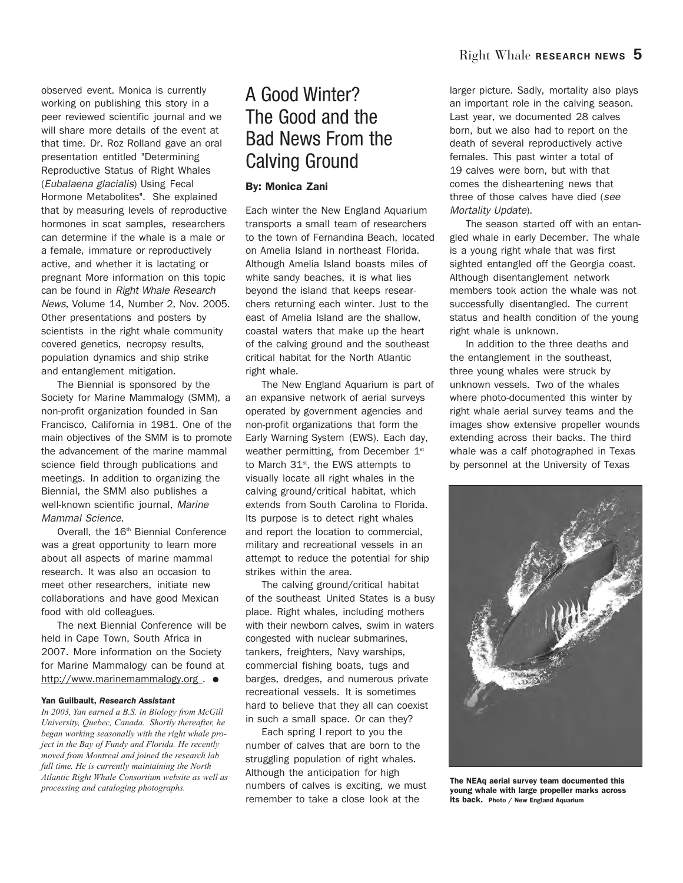observed event. Monica is currently working on publishing this story in a peer reviewed scientific journal and we will share more details of the event at that time. Dr. Roz Rolland gave an oral presentation entitled "Determining Reproductive Status of Right Whales (*Eubalaena glacialis*) Using Fecal Hormone Metabolites". She explained that by measuring levels of reproductive hormones in scat samples, researchers can determine if the whale is a male or a female, immature or reproductively active, and whether it is lactating or pregnant More information on this topic can be found in *Right Whale Research News*, Volume 14, Number 2, Nov. 2005. Other presentations and posters by scientists in the right whale community covered genetics, necropsy results, population dynamics and ship strike and entanglement mitigation.

The Biennial is sponsored by the Society for Marine Mammalogy (SMM), a non-profit organization founded in San Francisco, California in 1981. One of the main objectives of the SMM is to promote the advancement of the marine mammal science field through publications and meetings. In addition to organizing the Biennial, the SMM also publishes a well-known scientific journal, *Marine Mammal Science*.

Overall, the 16th Biennial Conference was a great opportunity to learn more about all aspects of marine mammal research. It was also an occasion to meet other researchers, initiate new collaborations and have good Mexican food with old colleagues.

The next Biennial Conference will be held in Cape Town, South Africa in 2007. More information on the Society for Marine Mammalogy can be found at http://www.marinemammalogy.org . ●

**Yan Guilbault, *Research Assistant***

*In 2003, Yan earned a B.S. in Biology from McGill University, Quebec, Canada. Shortly thereafter, he began working seasonally with the right whale project in the Bay of Fundy and Florida. He recently moved from Montreal and joined the research lab full time. He is currently maintaining the North Atlantic Right Whale Consortium website as well as processing and cataloging photographs.*

# A Good Winter? The Good and the Bad News From the Calving Ground

**By: Monica Zani**

Each winter the New England Aquarium transports a small team of researchers to the town of Fernandina Beach, located on Amelia Island in northeast Florida. Although Amelia Island boasts miles of white sandy beaches, it is what lies beyond the island that keeps researchers returning each winter. Just to the east of Amelia Island are the shallow, coastal waters that make up the heart of the calving ground and the southeast critical habitat for the North Atlantic right whale.

The New England Aquarium is part of an expansive network of aerial surveys operated by government agencies and non-profit organizations that form the Early Warning System (EWS). Each day, weather permitting, from December 1st to March 31st, the EWS attempts to visually locate all right whales in the calving ground/critical habitat, which extends from South Carolina to Florida. Its purpose is to detect right whales and report the location to commercial, military and recreational vessels in an attempt to reduce the potential for ship strikes within the area.

The calving ground/critical habitat of the southeast United States is a busy place. Right whales, including mothers with their newborn calves, swim in waters congested with nuclear submarines, tankers, freighters, Navy warships, commercial fishing boats, tugs and barges, dredges, and numerous private recreational vessels. It is sometimes hard to believe that they all can coexist in such a small space. Or can they?

Each spring I report to you the number of calves that are born to the struggling population of right whales. Although the anticipation for high numbers of calves is exciting, we must remember to take a close look at the larger picture. Sadly, mortality also plays an important role in the calving season. Last year, we documented 28 calves born, but we also had to report on the death of several reproductively active females. This past winter a total of 19 calves were born, but with that comes the disheartening news that three of those calves have died (*see Mortality Update*).

The season started off with an entangled whale in early December. The whale is a young right whale that was first sighted entangled off the Georgia coast. Although disentanglement network members took action the whale was not successfully disentangled. The current status and health condition of the young right whale is unknown.

In addition to the three deaths and the entanglement in the southeast, three young whales were struck by unknown vessels. Two of the whales where photo-documented this winter by right whale aerial survey teams and the images show extensive propeller wounds extending across their backs. The third whale was a calf photographed in Texas by personnel at the University of Texas

**The NEAq aerial survey team documented this young whale with large propeller marks across its back.** Photo / New England Aquarium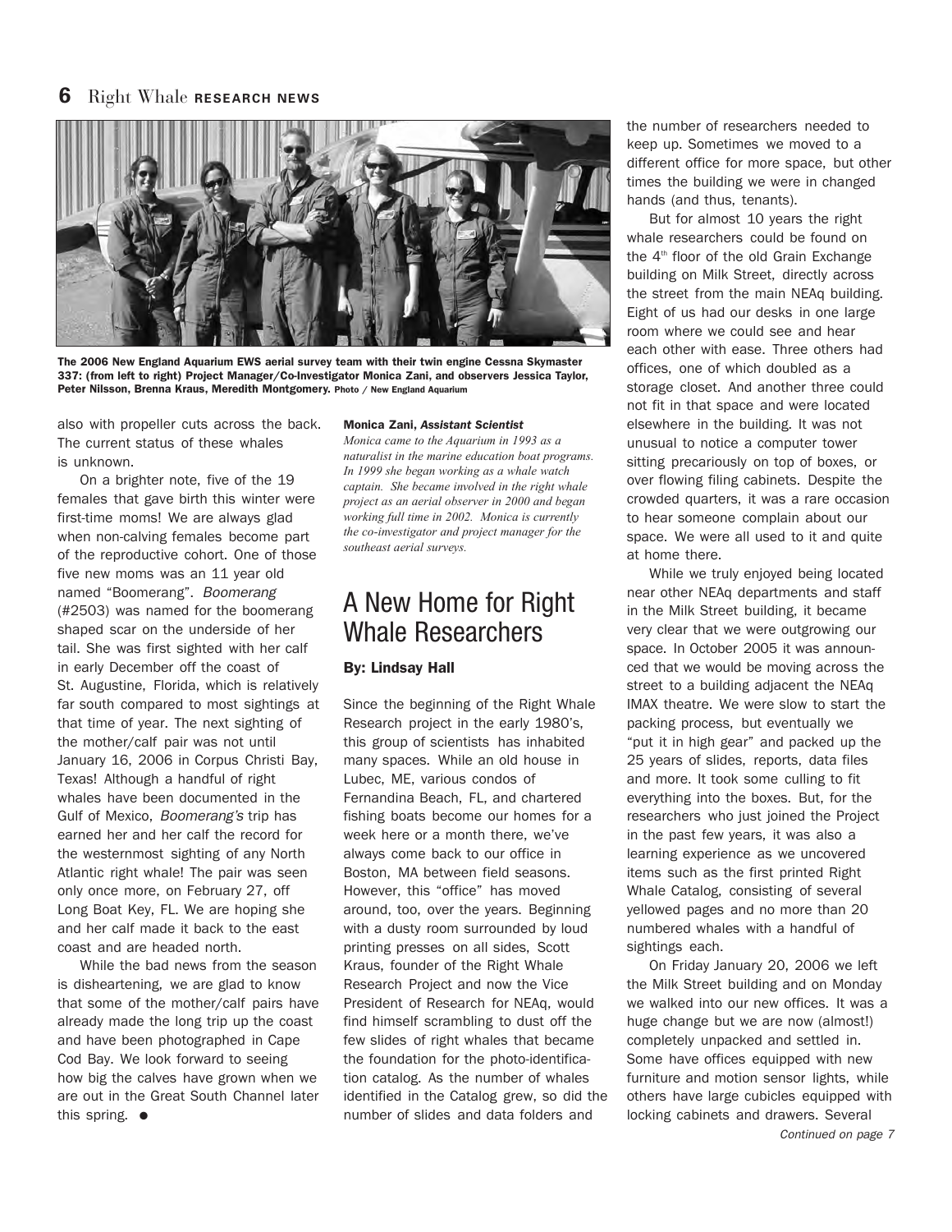The 2006 New England Aquarium EWS aerial survey team with their twin engine Cessna Skymaster 337: (from left to right) Project Manager/Co-Investigator Monica Zani, and observers Jessica Taylor, Peter Nilsson, Brenna Kraus, Meredith Montgomery. Photo / New England Aquarium

also with propeller cuts across the back. The current status of these whales is unknown.

On a brighter note, five of the 19 females that gave birth this winter were first-time moms! We are always glad when non-calving females become part of the reproductive cohort. One of those five new moms was an 11 year old named "Boomerang". *Boomerang* (#2503) was named for the boomerang shaped scar on the underside of her tail. She was first sighted with her calf in early December off the coast of St. Augustine, Florida, which is relatively far south compared to most sightings at that time of year. The next sighting of the mother/calf pair was not until January 16, 2006 in Corpus Christi Bay, Texas! Although a handful of right whales have been documented in the Gulf of Mexico, *Boomerang's* trip has earned her and her calf the record for the westernmost sighting of any North Atlantic right whale! The pair was seen only once more, on February 27, off Long Boat Key, FL. We are hoping she and her calf made it back to the east coast and are headed north.

While the bad news from the season is disheartening, we are glad to know that some of the mother/calf pairs have already made the long trip up the coast and have been photographed in Cape Cod Bay. We look forward to seeing how big the calves have grown when we are out in the Great South Channel later this spring. ●

**Monica Zani, *Assistant Scientist***

*Monica came to the Aquarium in 1993 as a naturalist in the marine education boat programs. In 1999 she began working as a whale watch captain. She became involved in the right whale project as an aerial observer in 2000 and began working full time in 2002. Monica is currently the co-investigator and project manager for the southeast aerial surveys.*

## A New Home for Right Whale Researchers

**By: Lindsay Hall**

Since the beginning of the Right Whale Research project in the early 1980's, this group of scientists has inhabited many spaces. While an old house in Lubec, ME, various condos of Fernandina Beach, FL, and chartered fishing boats become our homes for a week here or a month there, we've always come back to our office in Boston, MA between field seasons. However, this "office" has moved around, too, over the years. Beginning with a dusty room surrounded by loud printing presses on all sides, Scott Kraus, founder of the Right Whale Research Project and now the Vice President of Research for NEAq, would find himself scrambling to dust off the few slides of right whales that became the foundation for the photo-identification catalog. As the number of whales identified in the Catalog grew, so did the number of slides and data folders and the number of researchers needed to keep up. Sometimes we moved to a different office for more space, but other times the building we were in changed hands (and thus, tenants).

But for almost 10 years the right whale researchers could be found on the 4th floor of the old Grain Exchange building on Milk Street, directly across the street from the main NEAq building. Eight of us had our desks in one large room where we could see and hear each other with ease. Three others had offices, one of which doubled as a storage closet. And another three could not fit in that space and were located elsewhere in the building. It was not unusual to notice a computer tower sitting precariously on top of boxes, or over flowing filing cabinets. Despite the crowded quarters, it was a rare occasion to hear someone complain about our space. We were all used to it and quite at home there.

While we truly enjoyed being located near other NEAq departments and staff in the Milk Street building, it became very clear that we were outgrowing our space. In October 2005 it was announced that we would be moving across the street to a building adjacent the NEAq IMAX theatre. We were slow to start the packing process, but eventually we "put it in high gear" and packed up the 25 years of slides, reports, data files and more. It took some culling to fit everything into the boxes. But, for the researchers who just joined the Project in the past few years, it was also a learning experience as we uncovered items such as the first printed Right Whale Catalog, consisting of several yellowed pages and no more than 20 numbered whales with a handful of sightings each.

On Friday January 20, 2006 we left the Milk Street building and on Monday we walked into our new offices. It was a huge change but we are now (almost!) completely unpacked and settled in. Some have offices equipped with new furniture and motion sensor lights, while others have large cubicles equipped with locking cabinets and drawers. Several

*Continued on page 7*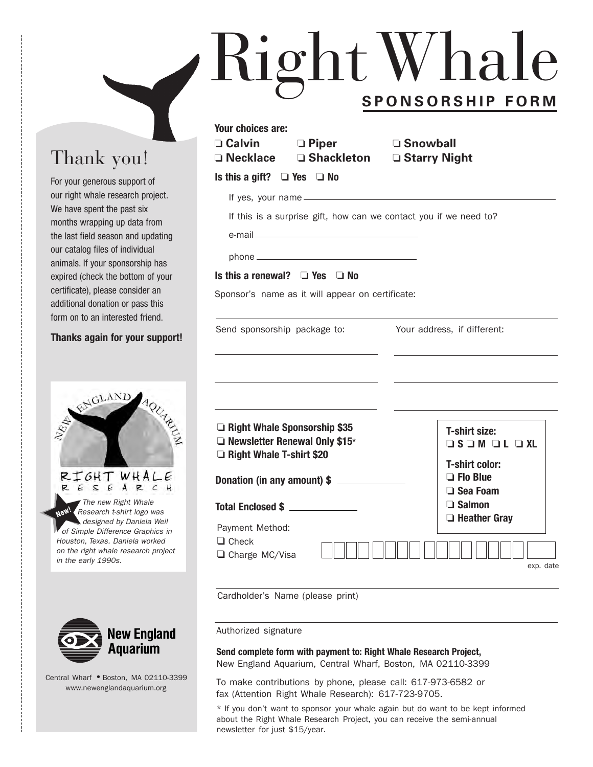# Right Whale

## SPONSORSHIP FORM

## Thank you!

For your generous support of our right whale research project. We have spent the past six months wrapping up data from the last field season and updating our catalog files of individual animals. If your sponsorship has expired (check the bottom of your certificate), please consider an additional donation or pass this form on to an interested friend.

**Thanks again for your support!**

NEW ENGLAND AQUARIUM

RIGHT WHALE RESEARCH

**New!** *The new Right Whale Research t-shirt logo was designed by Daniela Weil of Simple Difference Graphics in Houston, Texas. Daniela worked on the right whale research project in the early 1990s.*

**New England Aquarium**

Central Wharf • Boston, MA 02110-3399
www.newenglandaquarium.org

**Your choices are:**

- ❑ **Calvin**
- ❑ **Piper**
- ❑ **Snowball**
- ❑ **Necklace**
- ❑ **Shackleton**
- ❑ **Starry Night**

**Is this a gift?** ❑ **Yes** ❑ **No**

If yes, your name ______________________________

If this is a surprise gift, how can we contact you if we need to?

e-mail ______________________________

phone ______________________________

**Is this a renewal?** ❑ **Yes** ❑ **No**

Sponsor's name as it will appear on certificate:

______________________________

Send sponsorship package to: ______________________________

Your address, if different: ______________________________

- ❑ **Right Whale Sponsorship $35**
- ❑ **Newsletter Renewal Only $15***
- ❑ **Right Whale T-shirt $20**

**Donation (in any amount) $** ____________

**Total Enclosed $** ____________

**T-shirt size:**
❑ **S** ❑ **M** ❑ **L** ❑ **XL**

**T-shirt color:**
- ❑ **Flo Blue**
- ❑ **Sea Foam**
- ❑ **Salmon**
- ❑ **Heather Gray**

Payment Method:

- ❑ Check
- ❑ Charge MC/Visa

exp. date

Cardholder's Name (please print) ______________________________

Authorized signature ______________________________

**Send complete form with payment to: Right Whale Research Project,**
New England Aquarium, Central Wharf, Boston, MA 02110-3399

To make contributions by phone, please call: 617-973-6582 or fax (Attention Right Whale Research): 617-723-9705.

* If you don't want to sponsor your whale again but do want to be kept informed about the Right Whale Research Project, you can receive the semi-annual newsletter for just $15/year.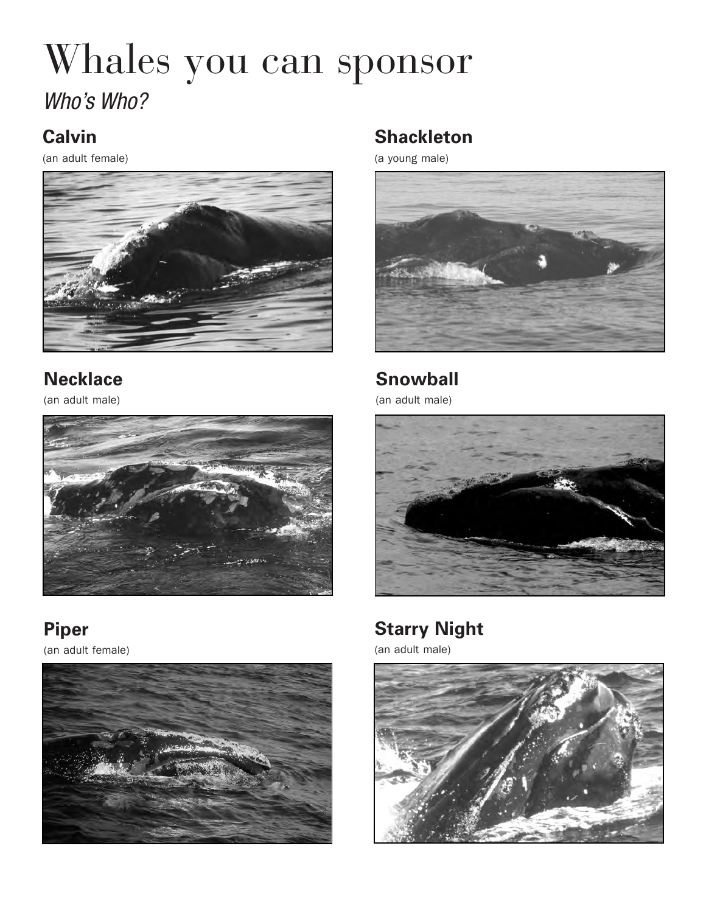# Whales you can sponsor

*Who's Who?*

### Calvin

(an adult female)

### Shackleton

(a young male)

### Necklace

(an adult male)

### Snowball

(an adult male)

### Piper

(an adult female)

### Starry Night

(an adult male)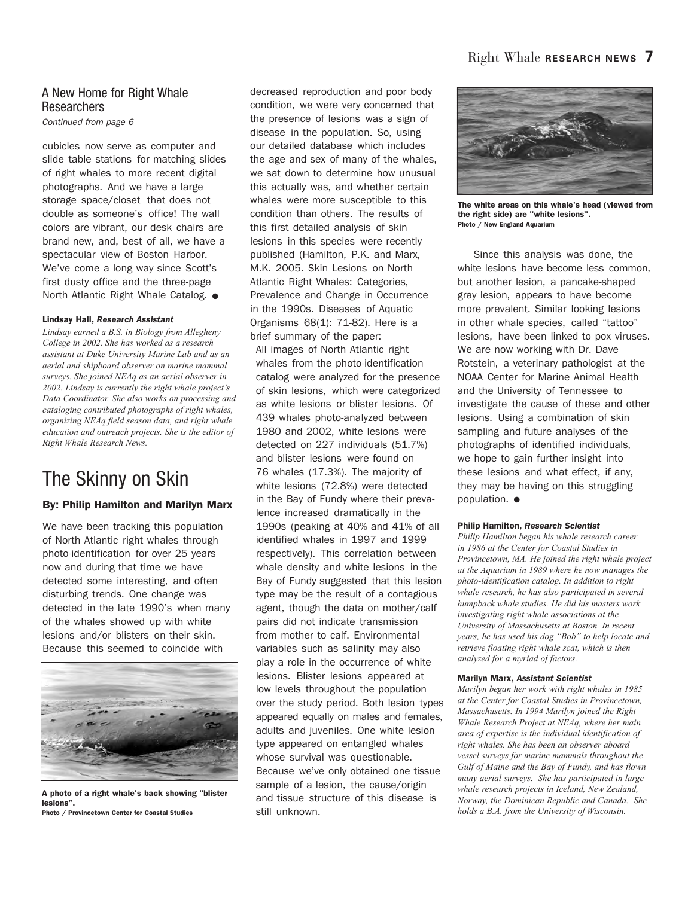## A New Home for Right Whale Researchers

*Continued from page 6*

cubicles now serve as computer and slide table stations for matching slides of right whales to more recent digital photographs. And we have a large storage space/closet that does not double as someone's office! The wall colors are vibrant, our desk chairs are brand new, and, best of all, we have a spectacular view of Boston Harbor. We've come a long way since Scott's first dusty office and the three-page North Atlantic Right Whale Catalog. ●

**Lindsay Hall, *Research Assistant***

*Lindsay earned a B.S. in Biology from Allegheny College in 2002. She has worked as a research assistant at Duke University Marine Lab and as an aerial and shipboard observer on marine mammal surveys. She joined NEAq as an aerial observer in 2002. Lindsay is currently the right whale project's Data Coordinator. She also works on processing and cataloging contributed photographs of right whales, organizing NEAq field season data, and right whale education and outreach projects. She is the editor of Right Whale Research News.*

# The Skinny on Skin

### By: Philip Hamilton and Marilyn Marx

We have been tracking this population of North Atlantic right whales through photo-identification for over 25 years now and during that time we have detected some interesting, and often disturbing trends. One change was detected in the late 1990's when many of the whales showed up with white lesions and/or blisters on their skin. Because this seemed to coincide with decreased reproduction and poor body condition, we were very concerned that the presence of lesions was a sign of disease in the population. So, using our detailed database which includes the age and sex of many of the whales, we sat down to determine how unusual this actually was, and whether certain whales were more susceptible to this condition than others. The results of this first detailed analysis of skin lesions in this species were recently published (Hamilton, P.K. and Marx, M.K. 2005. Skin Lesions on North Atlantic Right Whales: Categories, Prevalence and Change in Occurrence in the 1990s. Diseases of Aquatic Organisms 68(1): 71-82). Here is a brief summary of the paper:

All images of North Atlantic right whales from the photo-identification catalog were analyzed for the presence of skin lesions, which were categorized as white lesions or blister lesions. Of 439 whales photo-analyzed between 1980 and 2002, white lesions were detected on 227 individuals (51.7%) and blister lesions were found on 76 whales (17.3%). The majority of white lesions (72.8%) were detected in the Bay of Fundy where their prevalence increased dramatically in the 1990s (peaking at 40% and 41% of all identified whales in 1997 and 1999 respectively). This correlation between whale density and white lesions in the Bay of Fundy suggested that this lesion type may be the result of a contagious agent, though the data on mother/calf pairs did not indicate transmission from mother to calf. Environmental variables such as salinity may also play a role in the occurrence of white lesions. Blister lesions appeared at low levels throughout the population over the study period. Both lesion types appeared equally on males and females, adults and juveniles. One white lesion type appeared on entangled whales whose survival was questionable. Because we've only obtained one tissue sample of a lesion, the cause/origin and tissue structure of this disease is still unknown.

**A photo of a right whale's back showing "blister lesions".**
**Photo / Provincetown Center for Coastal Studies**

**The white areas on this whale's head (viewed from the right side) are "white lesions".**
**Photo / New England Aquarium**

Since this analysis was done, the white lesions have become less common, but another lesion, a pancake-shaped gray lesion, appears to have become more prevalent. Similar looking lesions in other whale species, called "tattoo" lesions, have been linked to pox viruses. We are now working with Dr. Dave Rotstein, a veterinary pathologist at the NOAA Center for Marine Animal Health and the University of Tennessee to investigate the cause of these and other lesions. Using a combination of skin sampling and future analyses of the photographs of identified individuals, we hope to gain further insight into these lesions and what effect, if any, they may be having on this struggling population. ●

**Philip Hamilton, *Research Scientist***

*Philip Hamilton began his whale research career in 1986 at the Center for Coastal Studies in Provincetown, MA. He joined the right whale project at the Aquarium in 1989 where he now manages the photo-identification catalog. In addition to right whale research, he has also participated in several humpback whale studies. He did his masters work investigating right whale associations at the University of Massachusetts at Boston. In recent years, he has used his dog "Bob" to help locate and retrieve floating right whale scat, which is then analyzed for a myriad of factors.*

**Marilyn Marx, *Assistant Scientist***

*Marilyn began her work with right whales in 1985 at the Center for Coastal Studies in Provincetown, Massachusetts. In 1994 Marilyn joined the Right Whale Research Project at NEAq, where her main area of expertise is the individual identification of right whales. She has been an observer aboard vessel surveys for marine mammals throughout the Gulf of Maine and the Bay of Fundy, and has flown many aerial surveys. She has participated in large whale research projects in Iceland, New Zealand, Norway, the Dominican Republic and Canada. She holds a B.A. from the University of Wisconsin.*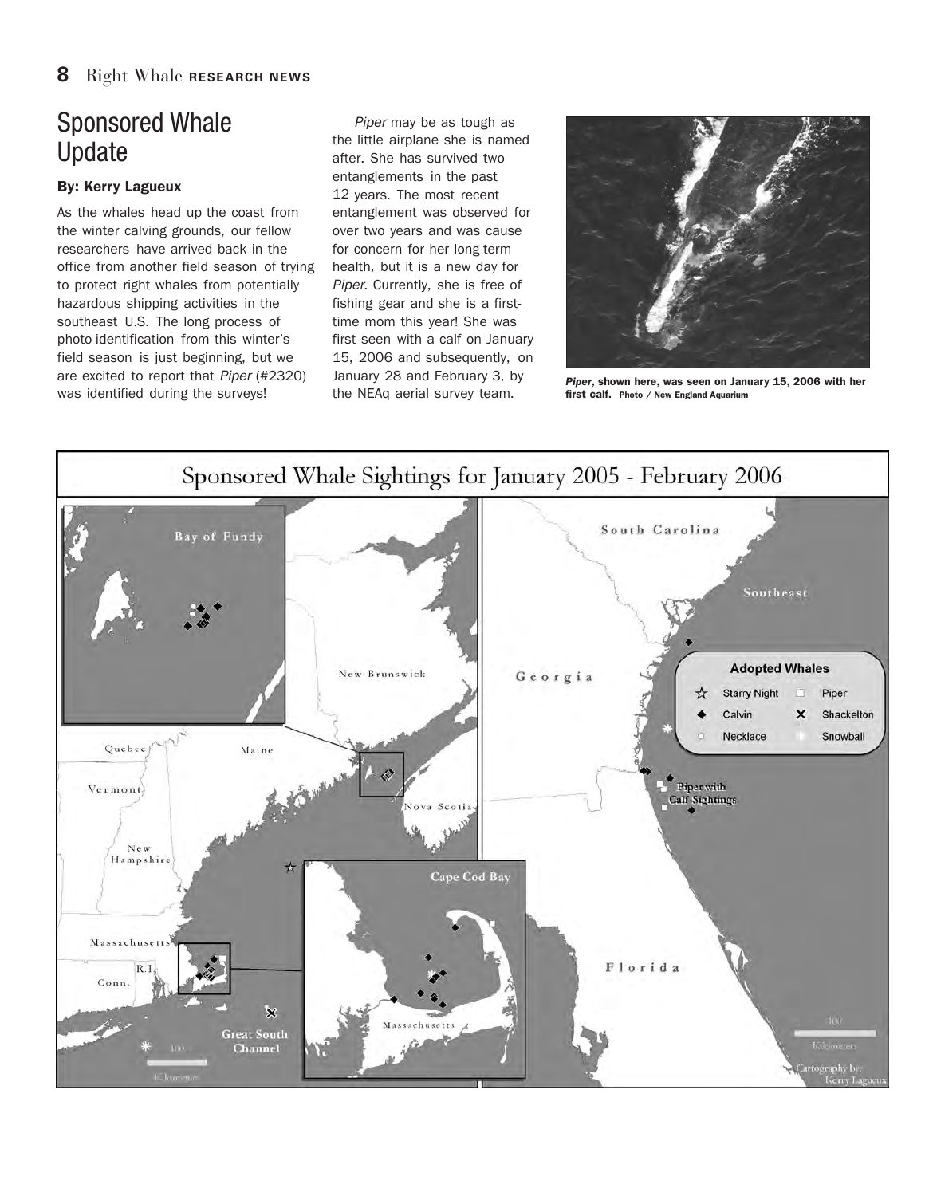## Sponsored Whale Update

**By: Kerry Lagueux**

As the whales head up the coast from the winter calving grounds, our fellow researchers have arrived back in the office from another field season of trying to protect right whales from potentially hazardous shipping activities in the southeast U.S. The long process of photo-identification from this winter's field season is just beginning, but we are excited to report that *Piper* (#2320) was identified during the surveys!

*Piper* may be as tough as the little airplane she is named after. She has survived two entanglements in the past 12 years. The most recent entanglement was observed for over two years and was cause for concern for her long-term health, but it is a new day for *Piper*. Currently, she is free of fishing gear and she is a first-time mom this year! She was first seen with a calf on January 15, 2006 and subsequently, on January 28 and February 3, by the NEAq aerial survey team.

***Piper*, shown here, was seen on January 15, 2006 with her first calf.** Photo / New England Aquarium

**Sponsored Whale Sightings for January 2005 - February 2006**

Adopted Whales: Starry Night, Piper, Calvin, Shackelton, Necklace, Snowball

Cartography by: Kerry Lagueux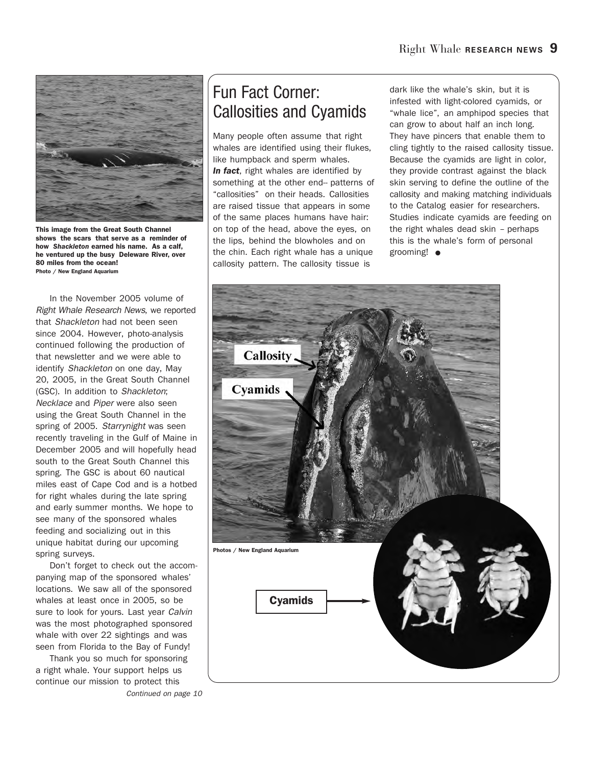This image from the Great South Channel shows the scars that serve as a reminder of how *Shackleton* earned his name. As a calf, he ventured up the busy Deleware River, over 80 miles from the ocean!
Photo / New England Aquarium

In the November 2005 volume of *Right Whale Research News*, we reported that *Shackleton* had not been seen since 2004. However, photo-analysis continued following the production of that newsletter and we were able to identify *Shackleton* on one day, May 20, 2005, in the Great South Channel (GSC). In addition to *Shackleton*; *Necklace* and *Piper* were also seen using the Great South Channel in the spring of 2005. *Starrynight* was seen recently traveling in the Gulf of Maine in December 2005 and will hopefully head south to the Great South Channel this spring. The GSC is about 60 nautical miles east of Cape Cod and is a hotbed for right whales during the late spring and early summer months. We hope to see many of the sponsored whales feeding and socializing out in this unique habitat during our upcoming spring surveys.

Don't forget to check out the accompanying map of the sponsored whales' locations. We saw all of the sponsored whales at least once in 2005, so be sure to look for yours. Last year *Calvin* was the most photographed sponsored whale with over 22 sightings and was seen from Florida to the Bay of Fundy!

Thank you so much for sponsoring a right whale. Your support helps us continue our mission to protect this

*Continued on page 10*

# Fun Fact Corner: Callosities and Cyamids

Many people often assume that right whales are identified using their flukes, like humpback and sperm whales. ***In fact***, right whales are identified by something at the other end-- patterns of "callosities" on their heads. Callosities are raised tissue that appears in some of the same places humans have hair: on top of the head, above the eyes, on the lips, behind the blowholes and on the chin. Each right whale has a unique callosity pattern. The callosity tissue is dark like the whale's skin, but it is infested with light-colored cyamids, or "whale lice", an amphipod species that can grow to about half an inch long. They have pincers that enable them to cling tightly to the raised callosity tissue. Because the cyamids are light in color, they provide contrast against the black skin serving to define the outline of the callosity and making matching individuals to the Catalog easier for researchers. Studies indicate cyamids are feeding on the right whales dead skin – perhaps this is the whale's form of personal grooming!

Callosity

Cyamids

Photos / New England Aquarium

Cyamids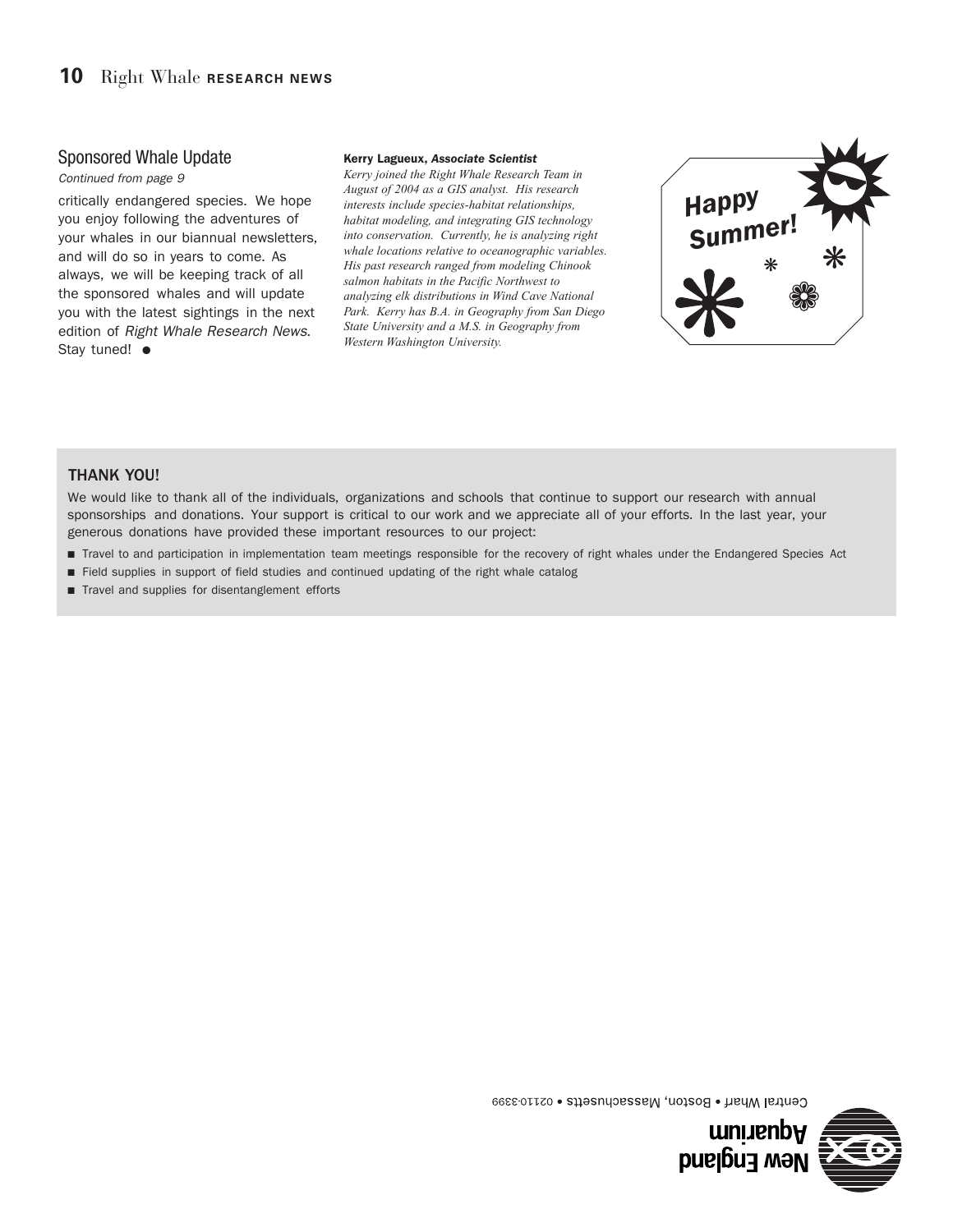## Sponsored Whale Update

*Continued from page 9*

critically endangered species. We hope you enjoy following the adventures of your whales in our biannual newsletters, and will do so in years to come. As always, we will be keeping track of all the sponsored whales and will update you with the latest sightings in the next edition of *Right Whale Research News*. Stay tuned! ●

**Kerry Lagueux, *Associate Scientist***

*Kerry joined the Right Whale Research Team in August of 2004 as a GIS analyst. His research interests include species-habitat relationships, habitat modeling, and integrating GIS technology into conservation. Currently, he is analyzing right whale locations relative to oceanographic variables. His past research ranged from modeling Chinook salmon habitats in the Pacific Northwest to analyzing elk distributions in Wind Cave National Park. Kerry has B.A. in Geography from San Diego State University and a M.S. in Geography from Western Washington University.*

**Happy Summer!**

### THANK YOU!

We would like to thank all of the individuals, organizations and schools that continue to support our research with annual sponsorships and donations. Your support is critical to our work and we appreciate all of your efforts. In the last year, your generous donations have provided these important resources to our project:

- Travel to and participation in implementation team meetings responsible for the recovery of right whales under the Endangered Species Act
- Field supplies in support of field studies and continued updating of the right whale catalog
- Travel and supplies for disentanglement efforts

**New England Aquarium**

Central Wharf • Boston, Massachusetts • 02110-3399